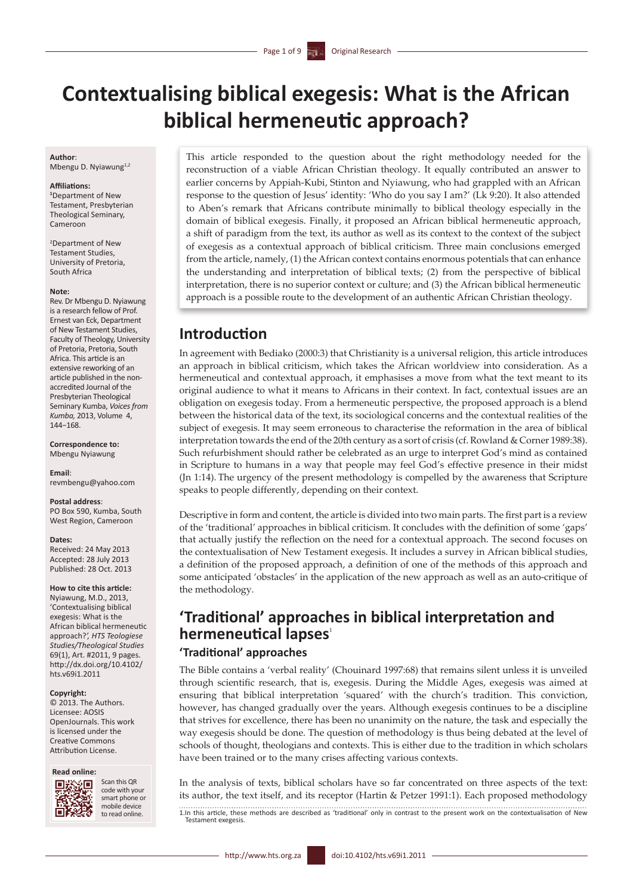# Contextualising biblical exegesis: What is the African biblical hermeneutic approach?

**Author**:
Mbengu D. Nyiawung[1,2]

**Affiliations:**
[1]Department of New Testament, Presbyterian Theological Seminary, Cameroon

[2]Department of New Testament Studies, University of Pretoria, South Africa

**Note:**
Rev. Dr Mbengu D. Nyiawung is a research fellow of Prof. Ernest van Eck, Department of New Testament Studies, Faculty of Theology, University of Pretoria, Pretoria, South Africa. This article is an extensive reworking of an article published in the non-accredited Journal of the Presbyterian Theological Seminary Kumba, *Voices from Kumba*, 2013, Volume 4, 144–168.

**Correspondence to:**
Mbengu Nyiawung

**Email**:
revmbengu@yahoo.com

**Postal address**:
PO Box 590, Kumba, South West Region, Cameroon

**Dates:**
Received: 24 May 2013
Accepted: 28 July 2013
Published: 28 Oct. 2013

**How to cite this article:**
Nyiawung, M.D., 2013, 'Contextualising biblical exegesis: What is the African biblical hermeneutic approach?', *HTS Teologiese Studies/Theological Studies* 69(1), Art. #2011, 9 pages. http://dx.doi.org/10.4102/hts.v69i1.2011

**Copyright:**
© 2013. The Authors. Licensee: AOSIS OpenJournals. This work is licensed under the Creative Commons Attribution License.

**Read online:**
Scan this QR code with your smart phone or mobile device to read online.

This article responded to the question about the right methodology needed for the reconstruction of a viable African Christian theology. It equally contributed an answer to earlier concerns by Appiah-Kubi, Stinton and Nyiawung, who had grappled with an African response to the question of Jesus' identity: 'Who do you say I am?' (Lk 9:20). It also attended to Aben's remark that Africans contribute minimally to biblical theology especially in the domain of biblical exegesis. Finally, it proposed an African biblical hermeneutic approach, a shift of paradigm from the text, its author as well as its context to the context of the subject of exegesis as a contextual approach of biblical criticism. Three main conclusions emerged from the article, namely, (1) the African context contains enormous potentials that can enhance the understanding and interpretation of biblical texts; (2) from the perspective of biblical interpretation, there is no superior context or culture; and (3) the African biblical hermeneutic approach is a possible route to the development of an authentic African Christian theology.

## Introduction

In agreement with Bediako (2000:3) that Christianity is a universal religion, this article introduces an approach in biblical criticism, which takes the African worldview into consideration. As a hermeneutical and contextual approach, it emphasises a move from what the text meant to its original audience to what it means to Africans in their context. In fact, contextual issues are an obligation on exegesis today. From a hermeneutic perspective, the proposed approach is a blend between the historical data of the text, its sociological concerns and the contextual realities of the subject of exegesis. It may seem erroneous to characterise the reformation in the area of biblical interpretation towards the end of the 20th century as a sort of crisis (cf. Rowland & Corner 1989:38). Such refurbishment should rather be celebrated as an urge to interpret God's mind as contained in Scripture to humans in a way that people may feel God's effective presence in their midst (Jn 1:14). The urgency of the present methodology is compelled by the awareness that Scripture speaks to people differently, depending on their context.

Descriptive in form and content, the article is divided into two main parts. The first part is a review of the 'traditional' approaches in biblical criticism. It concludes with the definition of some 'gaps' that actually justify the reflection on the need for a contextual approach. The second focuses on the contextualisation of New Testament exegesis. It includes a survey in African biblical studies, a definition of the proposed approach, a definition of one of the methods of this approach and some anticipated 'obstacles' in the application of the new approach as well as an auto-critique of the methodology.

## 'Traditional' approaches in biblical interpretation and hermeneutical lapses[1]

### 'Traditional' approaches

The Bible contains a 'verbal reality' (Chouinard 1997:68) that remains silent unless it is unveiled through scientific research, that is, exegesis. During the Middle Ages, exegesis was aimed at ensuring that biblical interpretation 'squared' with the church's tradition. This conviction, however, has changed gradually over the years. Although exegesis continues to be a discipline that strives for excellence, there has been no unanimity on the nature, the task and especially the way exegesis should be done. The question of methodology is thus being debated at the level of schools of thought, theologians and contexts. This is either due to the tradition in which scholars have been trained or to the many crises affecting various contexts.

In the analysis of texts, biblical scholars have so far concentrated on three aspects of the text: its author, the text itself, and its receptor (Hartin & Petzer 1991:1). Each proposed methodology

1. In this article, these methods are described as 'traditional' only in contrast to the present work on the contextualisation of New Testament exegesis.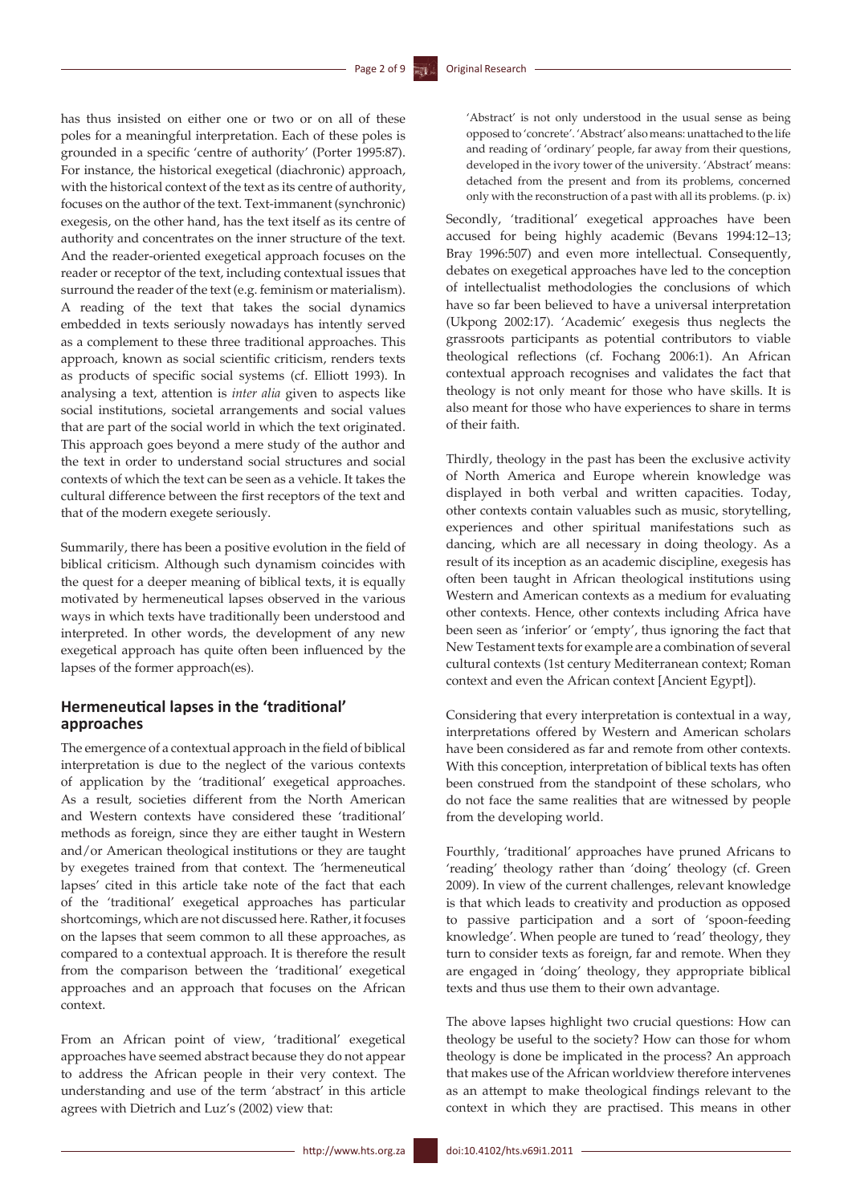has thus insisted on either one or two or on all of these poles for a meaningful interpretation. Each of these poles is grounded in a specific 'centre of authority' (Porter 1995:87). For instance, the historical exegetical (diachronic) approach, with the historical context of the text as its centre of authority, focuses on the author of the text. Text-immanent (synchronic) exegesis, on the other hand, has the text itself as its centre of authority and concentrates on the inner structure of the text. And the reader-oriented exegetical approach focuses on the reader or receptor of the text, including contextual issues that surround the reader of the text (e.g. feminism or materialism). A reading of the text that takes the social dynamics embedded in texts seriously nowadays has intently served as a complement to these three traditional approaches. This approach, known as social scientific criticism, renders texts as products of specific social systems (cf. Elliott 1993). In analysing a text, attention is *inter alia* given to aspects like social institutions, societal arrangements and social values that are part of the social world in which the text originated. This approach goes beyond a mere study of the author and the text in order to understand social structures and social contexts of which the text can be seen as a vehicle. It takes the cultural difference between the first receptors of the text and that of the modern exegete seriously.

Summarily, there has been a positive evolution in the field of biblical criticism. Although such dynamism coincides with the quest for a deeper meaning of biblical texts, it is equally motivated by hermeneutical lapses observed in the various ways in which texts have traditionally been understood and interpreted. In other words, the development of any new exegetical approach has quite often been influenced by the lapses of the former approach(es).

## Hermeneutical lapses in the 'traditional' approaches

The emergence of a contextual approach in the field of biblical interpretation is due to the neglect of the various contexts of application by the 'traditional' exegetical approaches. As a result, societies different from the North American and Western contexts have considered these 'traditional' methods as foreign, since they are either taught in Western and/or American theological institutions or they are taught by exegetes trained from that context. The 'hermeneutical lapses' cited in this article take note of the fact that each of the 'traditional' exegetical approaches has particular shortcomings, which are not discussed here. Rather, it focuses on the lapses that seem common to all these approaches, as compared to a contextual approach. It is therefore the result from the comparison between the 'traditional' exegetical approaches and an approach that focuses on the African context.

From an African point of view, 'traditional' exegetical approaches have seemed abstract because they do not appear to address the African people in their very context. The understanding and use of the term 'abstract' in this article agrees with Dietrich and Luz's (2002) view that:

> 'Abstract' is not only understood in the usual sense as being opposed to 'concrete'. 'Abstract' also means: unattached to the life and reading of 'ordinary' people, far away from their questions, developed in the ivory tower of the university. 'Abstract' means: detached from the present and from its problems, concerned only with the reconstruction of a past with all its problems. (p. ix)

Secondly, 'traditional' exegetical approaches have been accused for being highly academic (Bevans 1994:12–13; Bray 1996:507) and even more intellectual. Consequently, debates on exegetical approaches have led to the conception of intellectualist methodologies the conclusions of which have so far been believed to have a universal interpretation (Ukpong 2002:17). 'Academic' exegesis thus neglects the grassroots participants as potential contributors to viable theological reflections (cf. Fochang 2006:1). An African contextual approach recognises and validates the fact that theology is not only meant for those who have skills. It is also meant for those who have experiences to share in terms of their faith.

Thirdly, theology in the past has been the exclusive activity of North America and Europe wherein knowledge was displayed in both verbal and written capacities. Today, other contexts contain valuables such as music, storytelling, experiences and other spiritual manifestations such as dancing, which are all necessary in doing theology. As a result of its inception as an academic discipline, exegesis has often been taught in African theological institutions using Western and American contexts as a medium for evaluating other contexts. Hence, other contexts including Africa have been seen as 'inferior' or 'empty', thus ignoring the fact that New Testament texts for example are a combination of several cultural contexts (1st century Mediterranean context; Roman context and even the African context [Ancient Egypt]).

Considering that every interpretation is contextual in a way, interpretations offered by Western and American scholars have been considered as far and remote from other contexts. With this conception, interpretation of biblical texts has often been construed from the standpoint of these scholars, who do not face the same realities that are witnessed by people from the developing world.

Fourthly, 'traditional' approaches have pruned Africans to 'reading' theology rather than 'doing' theology (cf. Green 2009). In view of the current challenges, relevant knowledge is that which leads to creativity and production as opposed to passive participation and a sort of 'spoon-feeding knowledge'. When people are tuned to 'read' theology, they turn to consider texts as foreign, far and remote. When they are engaged in 'doing' theology, they appropriate biblical texts and thus use them to their own advantage.

The above lapses highlight two crucial questions: How can theology be useful to the society? How can those for whom theology is done be implicated in the process? An approach that makes use of the African worldview therefore intervenes as an attempt to make theological findings relevant to the context in which they are practised. This means in other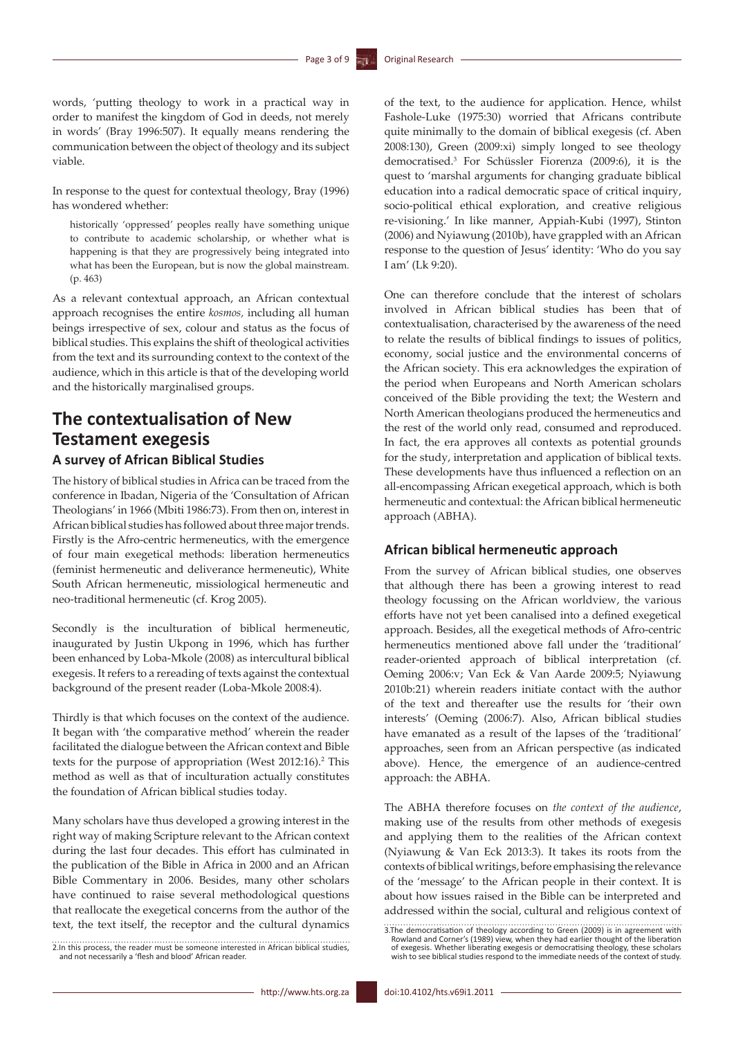words, 'putting theology to work in a practical way in order to manifest the kingdom of God in deeds, not merely in words' (Bray 1996:507). It equally means rendering the communication between the object of theology and its subject viable.

In response to the quest for contextual theology, Bray (1996) has wondered whether:

> historically 'oppressed' peoples really have something unique to contribute to academic scholarship, or whether what is happening is that they are progressively being integrated into what has been the European, but is now the global mainstream. (p. 463)

As a relevant contextual approach, an African contextual approach recognises the entire *kosmos*, including all human beings irrespective of sex, colour and status as the focus of biblical studies. This explains the shift of theological activities from the text and its surrounding context to the context of the audience, which in this article is that of the developing world and the historically marginalised groups.

# The contextualisation of New Testament exegesis

## A survey of African Biblical Studies

The history of biblical studies in Africa can be traced from the conference in Ibadan, Nigeria of the 'Consultation of African Theologians' in 1966 (Mbiti 1986:73). From then on, interest in African biblical studies has followed about three major trends. Firstly is the Afro-centric hermeneutics, with the emergence of four main exegetical methods: liberation hermeneutics (feminist hermeneutic and deliverance hermeneutic), White South African hermeneutic, missiological hermeneutic and neo-traditional hermeneutic (cf. Krog 2005).

Secondly is the inculturation of biblical hermeneutic, inaugurated by Justin Ukpong in 1996, which has further been enhanced by Loba-Mkole (2008) as intercultural biblical exegesis. It refers to a rereading of texts against the contextual background of the present reader (Loba-Mkole 2008:4).

Thirdly is that which focuses on the context of the audience. It began with 'the comparative method' wherein the reader facilitated the dialogue between the African context and Bible texts for the purpose of appropriation (West 2012:16).[2] This method as well as that of inculturation actually constitutes the foundation of African biblical studies today.

Many scholars have thus developed a growing interest in the right way of making Scripture relevant to the African context during the last four decades. This effort has culminated in the publication of the Bible in Africa in 2000 and an African Bible Commentary in 2006. Besides, many other scholars have continued to raise several methodological questions that reallocate the exegetical concerns from the author of the text, the text itself, the receptor and the cultural dynamics of the text, to the audience for application. Hence, whilst Fashole-Luke (1975:30) worried that Africans contribute quite minimally to the domain of biblical exegesis (cf. Aben 2008:130), Green (2009:xi) simply longed to see theology democratised.[3] For Schüssler Fiorenza (2009:6), it is the quest to 'marshal arguments for changing graduate biblical education into a radical democratic space of critical inquiry, socio-political ethical exploration, and creative religious re-visioning.' In like manner, Appiah-Kubi (1997), Stinton (2006) and Nyiawung (2010b), have grappled with an African response to the question of Jesus' identity: 'Who do you say I am' (Lk 9:20).

One can therefore conclude that the interest of scholars involved in African biblical studies has been that of contextualisation, characterised by the awareness of the need to relate the results of biblical findings to issues of politics, economy, social justice and the environmental concerns of the African society. This era acknowledges the expiration of the period when Europeans and North American scholars conceived of the Bible providing the text; the Western and North American theologians produced the hermeneutics and the rest of the world only read, consumed and reproduced. In fact, the era approves all contexts as potential grounds for the study, interpretation and application of biblical texts. These developments have thus influenced a reflection on an all-encompassing African exegetical approach, which is both hermeneutic and contextual: the African biblical hermeneutic approach (ABHA).

## African biblical hermeneutic approach

From the survey of African biblical studies, one observes that although there has been a growing interest to read theology focussing on the African worldview, the various efforts have not yet been canalised into a defined exegetical approach. Besides, all the exegetical methods of Afro-centric hermeneutics mentioned above fall under the 'traditional' reader-oriented approach of biblical interpretation (cf. Oeming 2006:v; Van Eck & Van Aarde 2009:5; Nyiawung 2010b:21) wherein readers initiate contact with the author of the text and thereafter use the results for 'their own interests' (Oeming (2006:7). Also, African biblical studies have emanated as a result of the lapses of the 'traditional' approaches, seen from an African perspective (as indicated above). Hence, the emergence of an audience-centred approach: the ABHA.

The ABHA therefore focuses on *the context of the audience*, making use of the results from other methods of exegesis and applying them to the realities of the African context (Nyiawung & Van Eck 2013:3). It takes its roots from the contexts of biblical writings, before emphasising the relevance of the 'message' to the African people in their context. It is about how issues raised in the Bible can be interpreted and addressed within the social, cultural and religious context of

2. In this process, the reader must be someone interested in African biblical studies, and not necessarily a 'flesh and blood' African reader.

3. The democratisation of theology according to Green (2009) is in agreement with Rowland and Corner's (1989) view, when they had earlier thought of the liberation of exegesis. Whether liberating exegesis or democratising theology, these scholars wish to see biblical studies respond to the immediate needs of the context of study.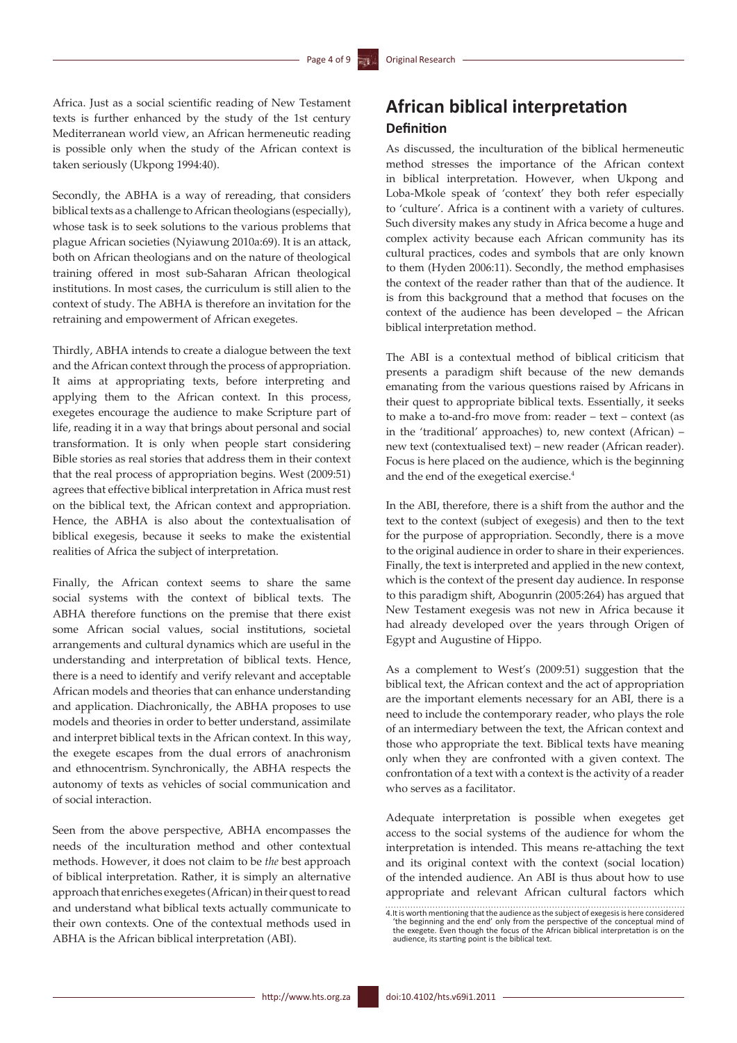Africa. Just as a social scientific reading of New Testament texts is further enhanced by the study of the 1st century Mediterranean world view, an African hermeneutic reading is possible only when the study of the African context is taken seriously (Ukpong 1994:40).

Secondly, the ABHA is a way of rereading, that considers biblical texts as a challenge to African theologians (especially), whose task is to seek solutions to the various problems that plague African societies (Nyiawung 2010a:69). It is an attack, both on African theologians and on the nature of theological training offered in most sub-Saharan African theological institutions. In most cases, the curriculum is still alien to the context of study. The ABHA is therefore an invitation for the retraining and empowerment of African exegetes.

Thirdly, ABHA intends to create a dialogue between the text and the African context through the process of appropriation. It aims at appropriating texts, before interpreting and applying them to the African context. In this process, exegetes encourage the audience to make Scripture part of life, reading it in a way that brings about personal and social transformation. It is only when people start considering Bible stories as real stories that address them in their context that the real process of appropriation begins. West (2009:51) agrees that effective biblical interpretation in Africa must rest on the biblical text, the African context and appropriation. Hence, the ABHA is also about the contextualisation of biblical exegesis, because it seeks to make the existential realities of Africa the subject of interpretation.

Finally, the African context seems to share the same social systems with the context of biblical texts. The ABHA therefore functions on the premise that there exist some African social values, social institutions, societal arrangements and cultural dynamics which are useful in the understanding and interpretation of biblical texts. Hence, there is a need to identify and verify relevant and acceptable African models and theories that can enhance understanding and application. Diachronically, the ABHA proposes to use models and theories in order to better understand, assimilate and interpret biblical texts in the African context. In this way, the exegete escapes from the dual errors of anachronism and ethnocentrism. Synchronically, the ABHA respects the autonomy of texts as vehicles of social communication and of social interaction.

Seen from the above perspective, ABHA encompasses the needs of the inculturation method and other contextual methods. However, it does not claim to be *the* best approach of biblical interpretation. Rather, it is simply an alternative approach that enriches exegetes (African) in their quest to read and understand what biblical texts actually communicate to their own contexts. One of the contextual methods used in ABHA is the African biblical interpretation (ABI).

## African biblical interpretation

### Definition

As discussed, the inculturation of the biblical hermeneutic method stresses the importance of the African context in biblical interpretation. However, when Ukpong and Loba-Mkole speak of 'context' they both refer especially to 'culture'. Africa is a continent with a variety of cultures. Such diversity makes any study in Africa become a huge and complex activity because each African community has its cultural practices, codes and symbols that are only known to them (Hyden 2006:11). Secondly, the method emphasises the context of the reader rather than that of the audience. It is from this background that a method that focuses on the context of the audience has been developed – the African biblical interpretation method.

The ABI is a contextual method of biblical criticism that presents a paradigm shift because of the new demands emanating from the various questions raised by Africans in their quest to appropriate biblical texts. Essentially, it seeks to make a to-and-fro move from: reader – text – context (as in the 'traditional' approaches) to, new context (African) – new text (contextualised text) – new reader (African reader). Focus is here placed on the audience, which is the beginning and the end of the exegetical exercise.[4]

In the ABI, therefore, there is a shift from the author and the text to the context (subject of exegesis) and then to the text for the purpose of appropriation. Secondly, there is a move to the original audience in order to share in their experiences. Finally, the text is interpreted and applied in the new context, which is the context of the present day audience. In response to this paradigm shift, Abogunrin (2005:264) has argued that New Testament exegesis was not new in Africa because it had already developed over the years through Origen of Egypt and Augustine of Hippo.

As a complement to West's (2009:51) suggestion that the biblical text, the African context and the act of appropriation are the important elements necessary for an ABI, there is a need to include the contemporary reader, who plays the role of an intermediary between the text, the African context and those who appropriate the text. Biblical texts have meaning only when they are confronted with a given context. The confrontation of a text with a context is the activity of a reader who serves as a facilitator.

Adequate interpretation is possible when exegetes get access to the social systems of the audience for whom the interpretation is intended. This means re-attaching the text and its original context with the context (social location) of the intended audience. An ABI is thus about how to use appropriate and relevant African cultural factors which

4. It is worth mentioning that the audience as the subject of exegesis is here considered 'the beginning and the end' only from the perspective of the conceptual mind of the exegete. Even though the focus of the African biblical interpretation is on the audience, its starting point is the biblical text.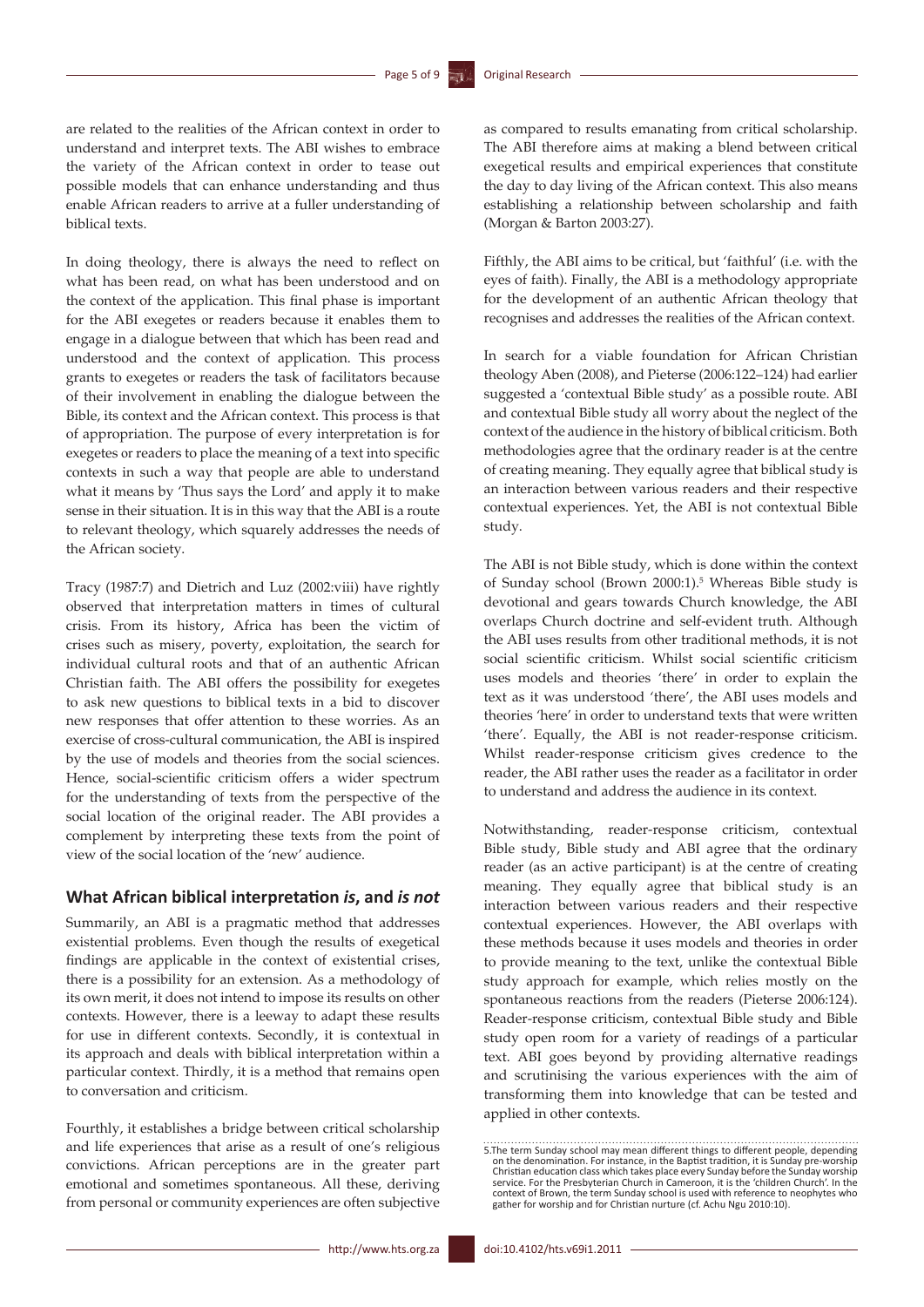are related to the realities of the African context in order to understand and interpret texts. The ABI wishes to embrace the variety of the African context in order to tease out possible models that can enhance understanding and thus enable African readers to arrive at a fuller understanding of biblical texts.

In doing theology, there is always the need to reflect on what has been read, on what has been understood and on the context of the application. This final phase is important for the ABI exegetes or readers because it enables them to engage in a dialogue between that which has been read and understood and the context of application. This process grants to exegetes or readers the task of facilitators because of their involvement in enabling the dialogue between the Bible, its context and the African context. This process is that of appropriation. The purpose of every interpretation is for exegetes or readers to place the meaning of a text into specific contexts in such a way that people are able to understand what it means by 'Thus says the Lord' and apply it to make sense in their situation. It is in this way that the ABI is a route to relevant theology, which squarely addresses the needs of the African society.

Tracy (1987:7) and Dietrich and Luz (2002:viii) have rightly observed that interpretation matters in times of cultural crisis. From its history, Africa has been the victim of crises such as misery, poverty, exploitation, the search for individual cultural roots and that of an authentic African Christian faith. The ABI offers the possibility for exegetes to ask new questions to biblical texts in a bid to discover new responses that offer attention to these worries. As an exercise of cross-cultural communication, the ABI is inspired by the use of models and theories from the social sciences. Hence, social-scientific criticism offers a wider spectrum for the understanding of texts from the perspective of the social location of the original reader. The ABI provides a complement by interpreting these texts from the point of view of the social location of the 'new' audience.

## What African biblical interpretation *is*, and *is not*

Summarily, an ABI is a pragmatic method that addresses existential problems. Even though the results of exegetical findings are applicable in the context of existential crises, there is a possibility for an extension. As a methodology of its own merit, it does not intend to impose its results on other contexts. However, there is a leeway to adapt these results for use in different contexts. Secondly, it is contextual in its approach and deals with biblical interpretation within a particular context. Thirdly, it is a method that remains open to conversation and criticism.

Fourthly, it establishes a bridge between critical scholarship and life experiences that arise as a result of one's religious convictions. African perceptions are in the greater part emotional and sometimes spontaneous. All these, deriving from personal or community experiences are often subjective as compared to results emanating from critical scholarship. The ABI therefore aims at making a blend between critical exegetical results and empirical experiences that constitute the day to day living of the African context. This also means establishing a relationship between scholarship and faith (Morgan & Barton 2003:27).

Fifthly, the ABI aims to be critical, but 'faithful' (i.e. with the eyes of faith). Finally, the ABI is a methodology appropriate for the development of an authentic African theology that recognises and addresses the realities of the African context.

In search for a viable foundation for African Christian theology Aben (2008), and Pieterse (2006:122–124) had earlier suggested a 'contextual Bible study' as a possible route. ABI and contextual Bible study all worry about the neglect of the context of the audience in the history of biblical criticism. Both methodologies agree that the ordinary reader is at the centre of creating meaning. They equally agree that biblical study is an interaction between various readers and their respective contextual experiences. Yet, the ABI is not contextual Bible study.

The ABI is not Bible study, which is done within the context of Sunday school (Brown 2000:1).[5] Whereas Bible study is devotional and gears towards Church knowledge, the ABI overlaps Church doctrine and self-evident truth. Although the ABI uses results from other traditional methods, it is not social scientific criticism. Whilst social scientific criticism uses models and theories 'there' in order to explain the text as it was understood 'there', the ABI uses models and theories 'here' in order to understand texts that were written 'there'. Equally, the ABI is not reader-response criticism. Whilst reader-response criticism gives credence to the reader, the ABI rather uses the reader as a facilitator in order to understand and address the audience in its context.

Notwithstanding, reader-response criticism, contextual Bible study, Bible study and ABI agree that the ordinary reader (as an active participant) is at the centre of creating meaning. They equally agree that biblical study is an interaction between various readers and their respective contextual experiences. However, the ABI overlaps with these methods because it uses models and theories in order to provide meaning to the text, unlike the contextual Bible study approach for example, which relies mostly on the spontaneous reactions from the readers (Pieterse 2006:124). Reader-response criticism, contextual Bible study and Bible study open room for a variety of readings of a particular text. ABI goes beyond by providing alternative readings and scrutinising the various experiences with the aim of transforming them into knowledge that can be tested and applied in other contexts.

5.The term Sunday school may mean different things to different people, depending on the denomination. For instance, in the Baptist tradition, it is Sunday pre-worship Christian education class which takes place every Sunday before the Sunday worship service. For the Presbyterian Church in Cameroon, it is the 'children Church'. In the context of Brown, the term Sunday school is used with reference to neophytes who gather for worship and for Christian nurture (cf. Achu Ngu 2010:10).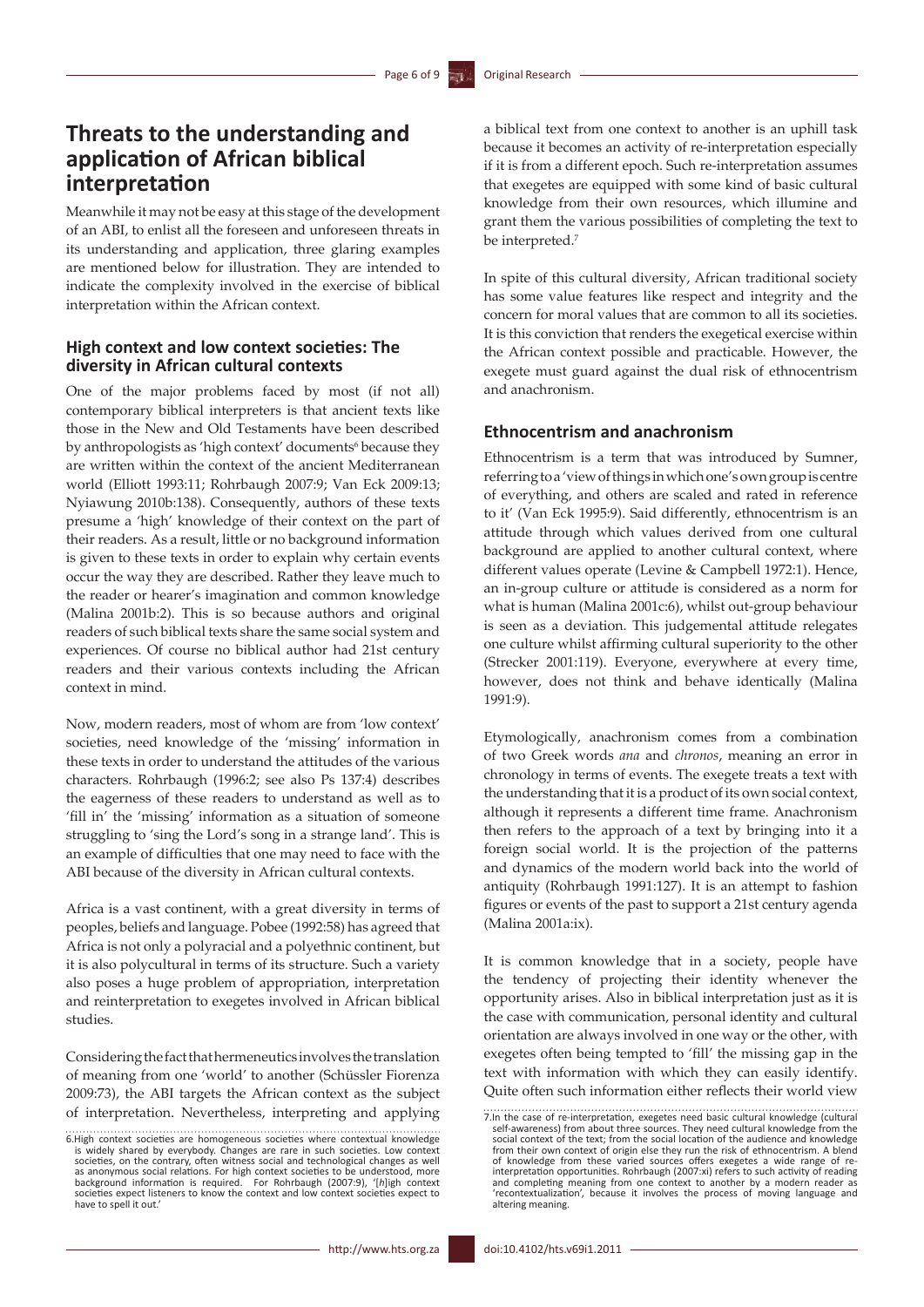## Threats to the understanding and application of African biblical interpretation

Meanwhile it may not be easy at this stage of the development of an ABI, to enlist all the foreseen and unforeseen threats in its understanding and application, three glaring examples are mentioned below for illustration. They are intended to indicate the complexity involved in the exercise of biblical interpretation within the African context.

### High context and low context societies: The diversity in African cultural contexts

One of the major problems faced by most (if not all) contemporary biblical interpreters is that ancient texts like those in the New and Old Testaments have been described by anthropologists as 'high context' documents[6] because they are written within the context of the ancient Mediterranean world (Elliott 1993:11; Rohrbaugh 2007:9; Van Eck 2009:13; Nyiawung 2010b:138). Consequently, authors of these texts presume a 'high' knowledge of their context on the part of their readers. As a result, little or no background information is given to these texts in order to explain why certain events occur the way they are described. Rather they leave much to the reader or hearer's imagination and common knowledge (Malina 2001b:2). This is so because authors and original readers of such biblical texts share the same social system and experiences. Of course no biblical author had 21st century readers and their various contexts including the African context in mind.

Now, modern readers, most of whom are from 'low context' societies, need knowledge of the 'missing' information in these texts in order to understand the attitudes of the various characters. Rohrbaugh (1996:2; see also Ps 137:4) describes the eagerness of these readers to understand as well as to 'fill in' the 'missing' information as a situation of someone struggling to 'sing the Lord's song in a strange land'. This is an example of difficulties that one may need to face with the ABI because of the diversity in African cultural contexts.

Africa is a vast continent, with a great diversity in terms of peoples, beliefs and language. Pobee (1992:58) has agreed that Africa is not only a polyracial and a polyethnic continent, but it is also polycultural in terms of its structure. Such a variety also poses a huge problem of appropriation, interpretation and reinterpretation to exegetes involved in African biblical studies.

Considering the fact that hermeneutics involves the translation of meaning from one 'world' to another (Schüssler Fiorenza 2009:73), the ABI targets the African context as the subject of interpretation. Nevertheless, interpreting and applying a biblical text from one context to another is an uphill task because it becomes an activity of re-interpretation especially if it is from a different epoch. Such re-interpretation assumes that exegetes are equipped with some kind of basic cultural knowledge from their own resources, which illumine and grant them the various possibilities of completing the text to be interpreted.[7]

In spite of this cultural diversity, African traditional society has some value features like respect and integrity and the concern for moral values that are common to all its societies. It is this conviction that renders the exegetical exercise within the African context possible and practicable. However, the exegete must guard against the dual risk of ethnocentrism and anachronism.

### Ethnocentrism and anachronism

Ethnocentrism is a term that was introduced by Sumner, referring to a 'view of things in which one's own group is centre of everything, and others are scaled and rated in reference to it' (Van Eck 1995:9). Said differently, ethnocentrism is an attitude through which values derived from one cultural background are applied to another cultural context, where different values operate (Levine & Campbell 1972:1). Hence, an in-group culture or attitude is considered as a norm for what is human (Malina 2001c:6), whilst out-group behaviour is seen as a deviation. This judgemental attitude relegates one culture whilst affirming cultural superiority to the other (Strecker 2001:119). Everyone, everywhere at every time, however, does not think and behave identically (Malina 1991:9).

Etymologically, anachronism comes from a combination of two Greek words *ana* and *chronos*, meaning an error in chronology in terms of events. The exegete treats a text with the understanding that it is a product of its own social context, although it represents a different time frame. Anachronism then refers to the approach of a text by bringing into it a foreign social world. It is the projection of the patterns and dynamics of the modern world back into the world of antiquity (Rohrbaugh 1991:127). It is an attempt to fashion figures or events of the past to support a 21st century agenda (Malina 2001a:ix).

It is common knowledge that in a society, people have the tendency of projecting their identity whenever the opportunity arises. Also in biblical interpretation just as it is the case with communication, personal identity and cultural orientation are always involved in one way or the other, with exegetes often being tempted to 'fill' the missing gap in the text with information with which they can easily identify. Quite often such information either reflects their world view

6. High context societies are homogeneous societies where contextual knowledge is widely shared by everybody. Changes are rare in such societies. Low context societies, on the contrary, often witness social and technological changes as well as anonymous social relations. For high context societies to be understood, more background information is required. For Rohrbaugh (2007:9), '[*h*]igh context societies expect listeners to know the context and low context societies expect to have to spell it out.'

7. In the case of re-interpretation, exegetes need basic cultural knowledge (cultural self-awareness) from about three sources. They need cultural knowledge from the social context of the text; from the social location of the audience and knowledge from their own context of origin else they run the risk of ethnocentrism. A blend of knowledge from these varied sources offers exegetes a wide range of re-interpretation opportunities. Rohrbaugh (2007:xi) refers to such activity of reading and completing meaning from one context to another by a modern reader as 'recontextualization', because it involves the process of moving language and altering meaning.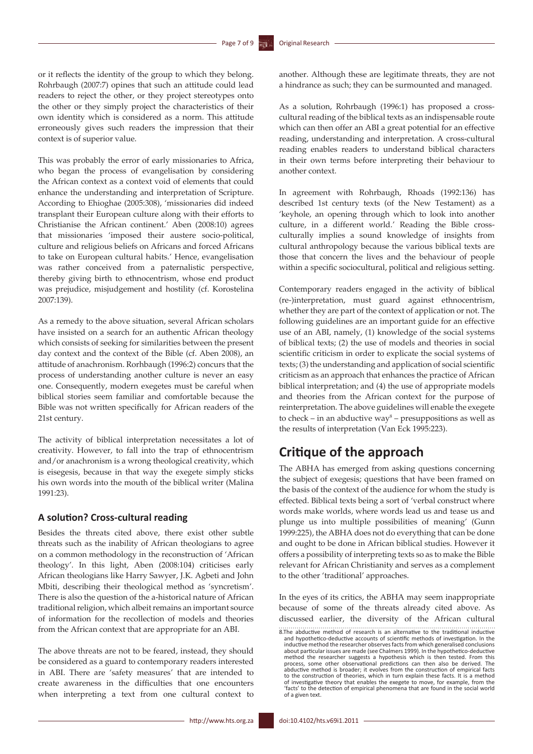or it reflects the identity of the group to which they belong. Rohrbaugh (2007:7) opines that such an attitude could lead readers to reject the other, or they project stereotypes onto the other or they simply project the characteristics of their own identity which is considered as a norm. This attitude erroneously gives such readers the impression that their context is of superior value.

This was probably the error of early missionaries to Africa, who began the process of evangelisation by considering the African context as a context void of elements that could enhance the understanding and interpretation of Scripture. According to Ehioghae (2005:308), 'missionaries did indeed transplant their European culture along with their efforts to Christianise the African continent.' Aben (2008:10) agrees that missionaries 'imposed their austere socio-political, culture and religious beliefs on Africans and forced Africans to take on European cultural habits.' Hence, evangelisation was rather conceived from a paternalistic perspective, thereby giving birth to ethnocentrism, whose end product was prejudice, misjudgement and hostility (cf. Korostelina 2007:139).

As a remedy to the above situation, several African scholars have insisted on a search for an authentic African theology which consists of seeking for similarities between the present day context and the context of the Bible (cf. Aben 2008), an attitude of anachronism. Rorhbaugh (1996:2) concurs that the process of understanding another culture is never an easy one. Consequently, modern exegetes must be careful when biblical stories seem familiar and comfortable because the Bible was not written specifically for African readers of the 21st century.

The activity of biblical interpretation necessitates a lot of creativity. However, to fall into the trap of ethnocentrism and/or anachronism is a wrong theological creativity, which is eisegesis, because in that way the exegete simply sticks his own words into the mouth of the biblical writer (Malina 1991:23).

### A solution? Cross-cultural reading

Besides the threats cited above, there exist other subtle threats such as the inability of African theologians to agree on a common methodology in the reconstruction of 'African theology'. In this light, Aben (2008:104) criticises early African theologians like Harry Sawyer, J.K. Agbeti and John Mbiti, describing their theological method as 'syncretism'. There is also the question of the a-historical nature of African traditional religion, which albeit remains an important source of information for the recollection of models and theories from the African context that are appropriate for an ABI.

The above threats are not to be feared, instead, they should be considered as a guard to contemporary readers interested in ABI. There are 'safety measures' that are intended to create awareness in the difficulties that one encounters when interpreting a text from one cultural context to another. Although these are legitimate threats, they are not a hindrance as such; they can be surmounted and managed.

As a solution, Rohrbaugh (1996:1) has proposed a cross-cultural reading of the biblical texts as an indispensable route which can then offer an ABI a great potential for an effective reading, understanding and interpretation. A cross-cultural reading enables readers to understand biblical characters in their own terms before interpreting their behaviour to another context.

In agreement with Rohrbaugh, Rhoads (1992:136) has described 1st century texts (of the New Testament) as a 'keyhole, an opening through which to look into another culture, in a different world.' Reading the Bible cross-culturally implies a sound knowledge of insights from cultural anthropology because the various biblical texts are those that concern the lives and the behaviour of people within a specific sociocultural, political and religious setting.

Contemporary readers engaged in the activity of biblical (re-)interpretation, must guard against ethnocentrism, whether they are part of the context of application or not. The following guidelines are an important guide for an effective use of an ABI, namely, (1) knowledge of the social systems of biblical texts; (2) the use of models and theories in social scientific criticism in order to explicate the social systems of texts; (3) the understanding and application of social scientific criticism as an approach that enhances the practice of African biblical interpretation; and (4) the use of appropriate models and theories from the African context for the purpose of reinterpretation. The above guidelines will enable the exegete to check – in an abductive way[8] – presuppositions as well as the results of interpretation (Van Eck 1995:223).

## Critique of the approach

The ABHA has emerged from asking questions concerning the subject of exegesis; questions that have been framed on the basis of the context of the audience for whom the study is effected. Biblical texts being a sort of 'verbal construct where words make worlds, where words lead us and tease us and plunge us into multiple possibilities of meaning' (Gunn 1999:225), the ABHA does not do everything that can be done and ought to be done in African biblical studies. However it offers a possibility of interpreting texts so as to make the Bible relevant for African Christianity and serves as a complement to the other 'traditional' approaches.

In the eyes of its critics, the ABHA may seem inappropriate because of some of the threats already cited above. As discussed earlier, the diversity of the African cultural

8.The abductive method of research is an alternative to the traditional inductive and hypothetico-deductive accounts of scientific methods of investigation. In the inductive method the researcher observes facts from which generalised conclusions about particular issues are made (see Chalmers 1999). In the hypothetico-deductive method the researcher suggests a hypothesis which is then tested. From this process, some other observational predictions can then also be derived. The abductive method is broader; it evolves from the construction of empirical facts to the construction of theories, which in turn explain these facts. It is a method of investigative theory that enables the exegete to move, for example, from the 'facts' to the detection of empirical phenomena that are found in the social world of a given text.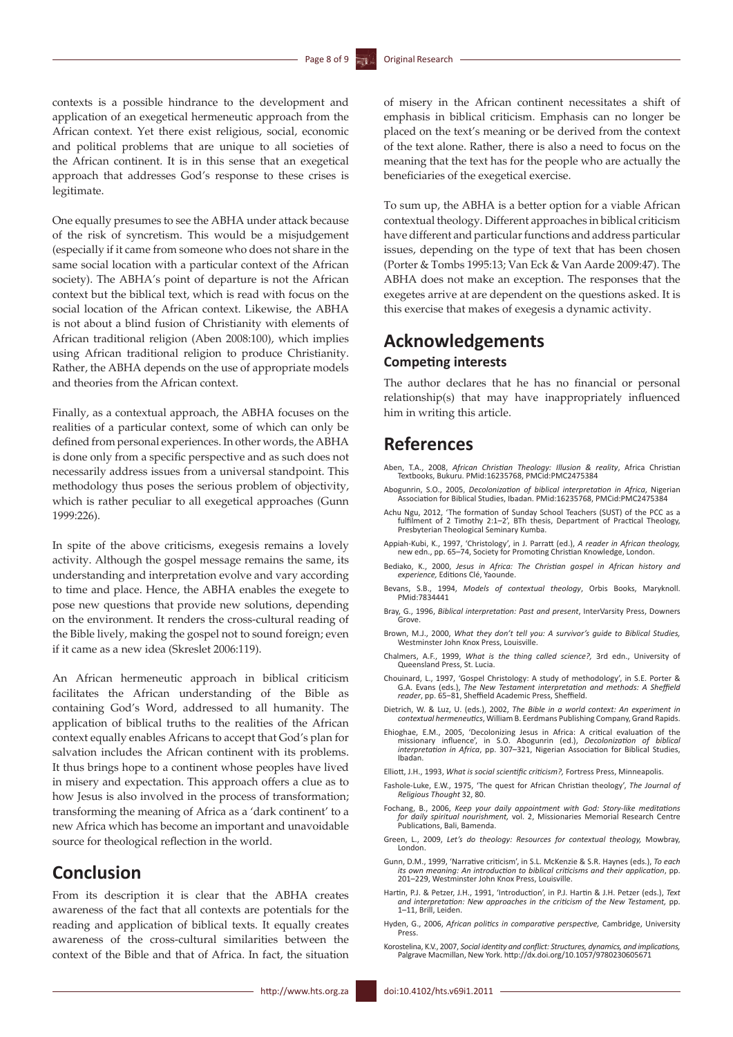contexts is a possible hindrance to the development and application of an exegetical hermeneutic approach from the African context. Yet there exist religious, social, economic and political problems that are unique to all societies of the African continent. It is in this sense that an exegetical approach that addresses God's response to these crises is legitimate.

One equally presumes to see the ABHA under attack because of the risk of syncretism. This would be a misjudgement (especially if it came from someone who does not share in the same social location with a particular context of the African society). The ABHA's point of departure is not the African context but the biblical text, which is read with focus on the social location of the African context. Likewise, the ABHA is not about a blind fusion of Christianity with elements of African traditional religion (Aben 2008:100), which implies using African traditional religion to produce Christianity. Rather, the ABHA depends on the use of appropriate models and theories from the African context.

Finally, as a contextual approach, the ABHA focuses on the realities of a particular context, some of which can only be defined from personal experiences. In other words, the ABHA is done only from a specific perspective and as such does not necessarily address issues from a universal standpoint. This methodology thus poses the serious problem of objectivity, which is rather peculiar to all exegetical approaches (Gunn 1999:226).

In spite of the above criticisms, exegesis remains a lovely activity. Although the gospel message remains the same, its understanding and interpretation evolve and vary according to time and place. Hence, the ABHA enables the exegete to pose new questions that provide new solutions, depending on the environment. It renders the cross-cultural reading of the Bible lively, making the gospel not to sound foreign; even if it came as a new idea (Skreslet 2006:119).

An African hermeneutic approach in biblical criticism facilitates the African understanding of the Bible as containing God's Word, addressed to all humanity. The application of biblical truths to the realities of the African context equally enables Africans to accept that God's plan for salvation includes the African continent with its problems. It thus brings hope to a continent whose peoples have lived in misery and expectation. This approach offers a clue as to how Jesus is also involved in the process of transformation; transforming the meaning of Africa as a 'dark continent' to a new Africa which has become an important and unavoidable source for theological reflection in the world.

## Conclusion

From its description it is clear that the ABHA creates awareness of the fact that all contexts are potentials for the reading and application of biblical texts. It equally creates awareness of the cross-cultural similarities between the context of the Bible and that of Africa. In fact, the situation of misery in the African continent necessitates a shift of emphasis in biblical criticism. Emphasis can no longer be placed on the text's meaning or be derived from the context of the text alone. Rather, there is also a need to focus on the meaning that the text has for the people who are actually the beneficiaries of the exegetical exercise.

To sum up, the ABHA is a better option for a viable African contextual theology. Different approaches in biblical criticism have different and particular functions and address particular issues, depending on the type of text that has been chosen (Porter & Tombs 1995:13; Van Eck & Van Aarde 2009:47). The ABHA does not make an exception. The responses that the exegetes arrive at are dependent on the questions asked. It is this exercise that makes of exegesis a dynamic activity.

## Acknowledgements

### Competing interests

The author declares that he has no financial or personal relationship(s) that may have inappropriately influenced him in writing this article.

## References

Aben, T.A., 2008, *African Christian Theology: Illusion & reality*, Africa Christian Textbooks, Bukuru. PMid:16235768, PMCid:PMC2475384

Abogunrin, S.O., 2005, *Decolonization of biblical interpretation in Africa*, Nigerian Association for Biblical Studies, Ibadan. PMid:16235768, PMCid:PMC2475384

Achu Ngu, 2012, 'The formation of Sunday School Teachers (SUST) of the PCC as a fulfilment of 2 Timothy 2:1–2', BTh thesis, Department of Practical Theology, Presbyterian Theological Seminary Kumba.

Appiah-Kubi, K., 1997, 'Christology', in J. Parratt (ed.), *A reader in African theology,* new edn., pp. 65–74, Society for Promoting Christian Knowledge, London.

Bediako, K., 2000, *Jesus in Africa: The Christian gospel in African history and experience,* Editions Clé, Yaounde.

Bevans, S.B., 1994, *Models of contextual theology*, Orbis Books, Maryknoll. PMid:7834441

Bray, G., 1996, *Biblical interpretation: Past and present*, InterVarsity Press, Downers Grove.

Brown, M.J., 2000, *What they don't tell you: A survivor's guide to Biblical Studies,* Westminster John Knox Press, Louisville.

Chalmers, A.F., 1999, *What is the thing called science?,* 3rd edn., University of Queensland Press, St. Lucia.

Chouinard, L., 1997, 'Gospel Christology: A study of methodology', in S.E. Porter & G.A. Evans (eds.), *The New Testament interpretation and methods: A Sheffield reader*, pp. 65–81, Sheffield Academic Press, Sheffield.

Dietrich, W. & Luz, U. (eds.), 2002, *The Bible in a world context: An experiment in contextual hermeneutics*, William B. Eerdmans Publishing Company, Grand Rapids.

Ehioghae, E.M., 2005, 'Decolonizing Jesus in Africa: A critical evaluation of the missionary influence', in S.O. Abogunrin (ed.), *Decolonization of biblical interpretation in Africa*, pp. 307–321, Nigerian Association for Biblical Studies, Ibadan.

Elliott, J.H., 1993, *What is social scientific criticism?,* Fortress Press, Minneapolis.

Fashole-Luke, E.W., 1975, 'The quest for African Christian theology', *The Journal of Religious Thought* 32, 80.

Fochang, B., 2006, *Keep your daily appointment with God: Story-like meditations for daily spiritual nourishment*, vol. 2, Missionaries Memorial Research Centre Publications, Bali, Bamenda.

Green, L., 2009, *Let's do theology: Resources for contextual theology,* Mowbray, London.

Gunn, D.M., 1999, 'Narrative criticism', in S.L. McKenzie & S.R. Haynes (eds.), *To each its own meaning: An introduction to biblical criticisms and their application*, pp. 201–229, Westminster John Knox Press, Louisville.

Hartin, P.J. & Petzer, J.H., 1991, 'Introduction', in P.J. Hartin & J.H. Petzer (eds.), *Text and interpretation: New approaches in the criticism of the New Testament*, pp. 1–11, Brill, Leiden.

Hyden, G., 2006, *African politics in comparative perspective,* Cambridge, University Press.

Korostelina, K.V., 2007, *Social identity and conflict: Structures, dynamics, and implications,* Palgrave Macmillan, New York. http://dx.doi.org/10.1057/9780230605671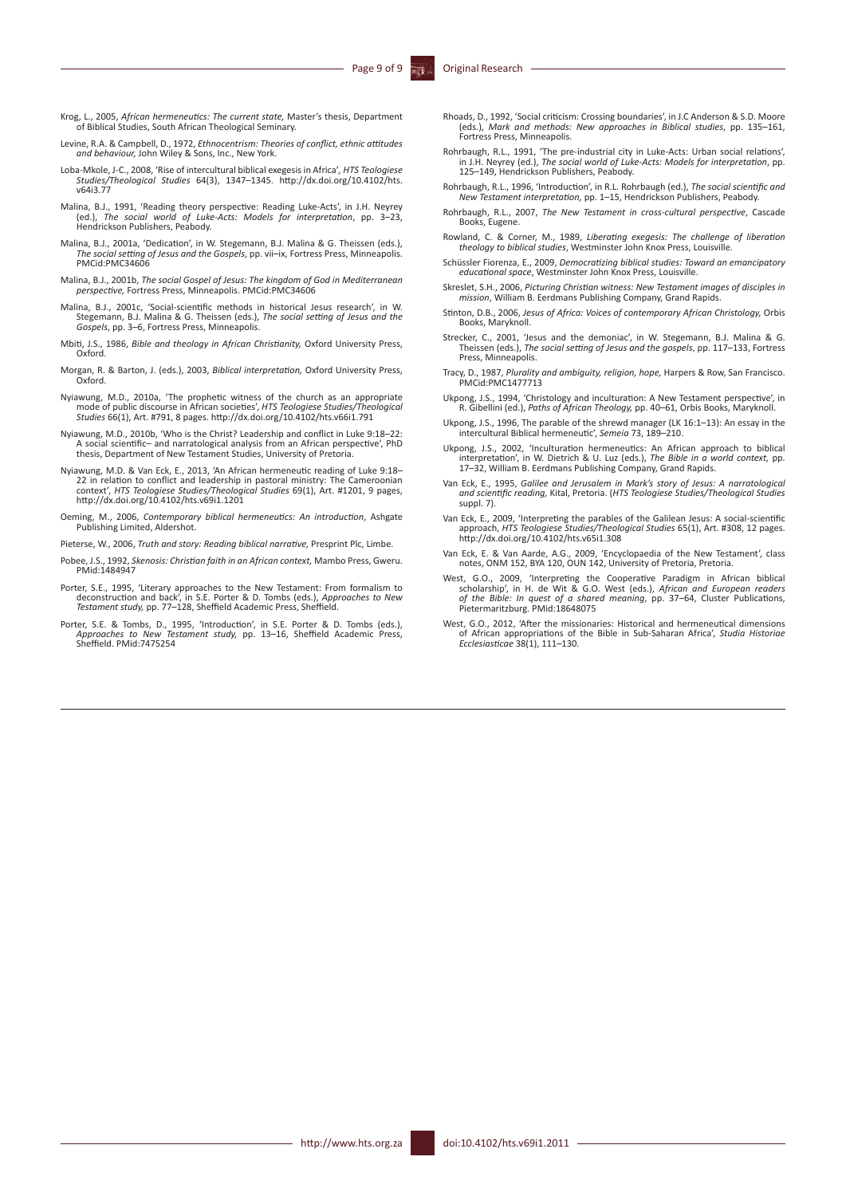Krog, L., 2005, *African hermeneutics: The current state,* Master's thesis, Department of Biblical Studies, South African Theological Seminary.

Levine, R.A. & Campbell, D., 1972, *Ethnocentrism: Theories of conflict, ethnic attitudes and behaviour,* John Wiley & Sons, Inc., New York.

Loba-Mkole, J-C., 2008, 'Rise of intercultural biblical exegesis in Africa', *HTS Teologiese Studies/Theological Studies* 64(3), 1347–1345. http://dx.doi.org/10.4102/hts.v64i3.77

Malina, B.J., 1991, 'Reading theory perspective: Reading Luke-Acts', in J.H. Neyrey (ed.), *The social world of Luke-Acts: Models for interpretation*, pp. 3–23, Hendrickson Publishers, Peabody.

Malina, B.J., 2001a, 'Dedication', in W. Stegemann, B.J. Malina & G. Theissen (eds.), *The social setting of Jesus and the Gospels*, pp. vii–ix, Fortress Press, Minneapolis. PMCid:PMC34606

Malina, B.J., 2001b, *The social Gospel of Jesus: The kingdom of God in Mediterranean perspective,* Fortress Press, Minneapolis. PMCid:PMC34606

Malina, B.J., 2001c, 'Social-scientific methods in historical Jesus research', in W. Stegemann, B.J. Malina & G. Theissen (eds.), *The social setting of Jesus and the Gospels*, pp. 3–6, Fortress Press, Minneapolis.

Mbiti, J.S., 1986, *Bible and theology in African Christianity,* Oxford University Press, Oxford.

Morgan, R. & Barton, J. (eds.), 2003, *Biblical interpretation,* Oxford University Press, Oxford.

Nyiawung, M.D., 2010a, 'The prophetic witness of the church as an appropriate mode of public discourse in African societies', *HTS Teologiese Studies/Theological Studies* 66(1), Art. #791, 8 pages. http://dx.doi.org/10.4102/hts.v66i1.791

Nyiawung, M.D., 2010b, 'Who is the Christ? Leadership and conflict in Luke 9:18–22: A social scientific– and narratological analysis from an African perspective', PhD thesis, Department of New Testament Studies, University of Pretoria.

Nyiawung, M.D. & Van Eck, E., 2013, 'An African hermeneutic reading of Luke 9:18–22 in relation to conflict and leadership in pastoral ministry: The Cameroonian context', *HTS Teologiese Studies/Theological Studies* 69(1), Art. #1201, 9 pages, http://dx.doi.org/10.4102/hts.v69i1.1201

Oeming, M., 2006, *Contemporary biblical hermeneutics: An introduction*, Ashgate Publishing Limited, Aldershot.

Pieterse, W., 2006, *Truth and story: Reading biblical narrative,* Presprint Plc, Limbe.

Pobee, J.S., 1992, *Skenosis: Christian faith in an African context,* Mambo Press, Gweru. PMid:1484947

Porter, S.E., 1995, 'Literary approaches to the New Testament: From formalism to deconstruction and back', in S.E. Porter & D. Tombs (eds.), *Approaches to New Testament study,* pp. 77–128, Sheffield Academic Press, Sheffield.

Porter, S.E. & Tombs, D., 1995, 'Introduction', in S.E. Porter & D. Tombs (eds.), *Approaches to New Testament study,* pp. 13–16, Sheffield Academic Press, Sheffield. PMid:7475254

Rhoads, D., 1992, 'Social criticism: Crossing boundaries', in J.C Anderson & S.D. Moore (eds.), *Mark and methods: New approaches in Biblical studies*, pp. 135–161, Fortress Press, Minneapolis.

Rohrbaugh, R.L., 1991, 'The pre-industrial city in Luke-Acts: Urban social relations', in J.H. Neyrey (ed.), *The social world of Luke-Acts: Models for interpretation*, pp. 125–149, Hendrickson Publishers, Peabody.

Rohrbaugh, R.L., 1996, 'Introduction', in R.L. Rohrbaugh (ed.), *The social scientific and New Testament interpretation,* pp. 1–15, Hendrickson Publishers, Peabody.

Rohrbaugh, R.L., 2007, *The New Testament in cross-cultural perspective*, Cascade Books, Eugene.

Rowland, C. & Corner, M., 1989, *Liberating exegesis: The challenge of liberation theology to biblical studies*, Westminster John Knox Press, Louisville.

Schüssler Fiorenza, E., 2009, *Democratizing biblical studies: Toward an emancipatory educational space*, Westminster John Knox Press, Louisville.

Skreslet, S.H., 2006, *Picturing Christian witness: New Testament images of disciples in mission*, William B. Eerdmans Publishing Company, Grand Rapids.

Stinton, D.B., 2006, *Jesus of Africa: Voices of contemporary African Christology,* Orbis Books, Maryknoll.

Strecker, C., 2001, 'Jesus and the demoniac', in W. Stegemann, B.J. Malina & G. Theissen (eds.), *The social setting of Jesus and the gospels*, pp. 117–133, Fortress Press, Minneapolis.

Tracy, D., 1987, *Plurality and ambiguity, religion, hope,* Harpers & Row, San Francisco. PMCid:PMC1477713

Ukpong, J.S., 1994, 'Christology and inculturation: A New Testament perspective', in R. Gibellini (ed.), *Paths of African Theology,* pp. 40–61, Orbis Books, Maryknoll.

Ukpong, J.S., 1996, The parable of the shrewd manager (LK 16:1–13): An essay in the intercultural Biblical hermeneutic', *Semeia* 73, 189–210.

Ukpong, J.S., 2002, 'Inculturation hermeneutics: An African approach to biblical interpretation', in W. Dietrich & U. Luz (eds.), *The Bible in a world context*, pp. 17–32, William B. Eerdmans Publishing Company, Grand Rapids.

Van Eck, E., 1995, *Galilee and Jerusalem in Mark's story of Jesus: A narratological and scientific reading,* Kital, Pretoria. (*HTS Teologiese Studies/Theological Studies* suppl. 7).

Van Eck, E., 2009, 'Interpreting the parables of the Galilean Jesus: A social-scientific approach, *HTS Teologiese Studies/Theological Studies* 65(1), Art. #308, 12 pages. http://dx.doi.org/10.4102/hts.v65i1.308

Van Eck, E. & Van Aarde, A.G., 2009, 'Encyclopaedia of the New Testament', class notes, ONM 152, BYA 120, OUN 142, University of Pretoria, Pretoria.

West, G.O., 2009, 'Interpreting the Cooperative Paradigm in African biblical scholarship', in H. de Wit & G.O. West (eds.), *African and European readers of the Bible: In quest of a shared meaning*, pp. 37–64, Cluster Publications, Pietermaritzburg. PMid:18648075

West, G.O., 2012, 'After the missionaries: Historical and hermeneutical dimensions of African appropriations of the Bible in Sub-Saharan Africa', *Studia Historiae Ecclesiasticae* 38(1), 111–130.